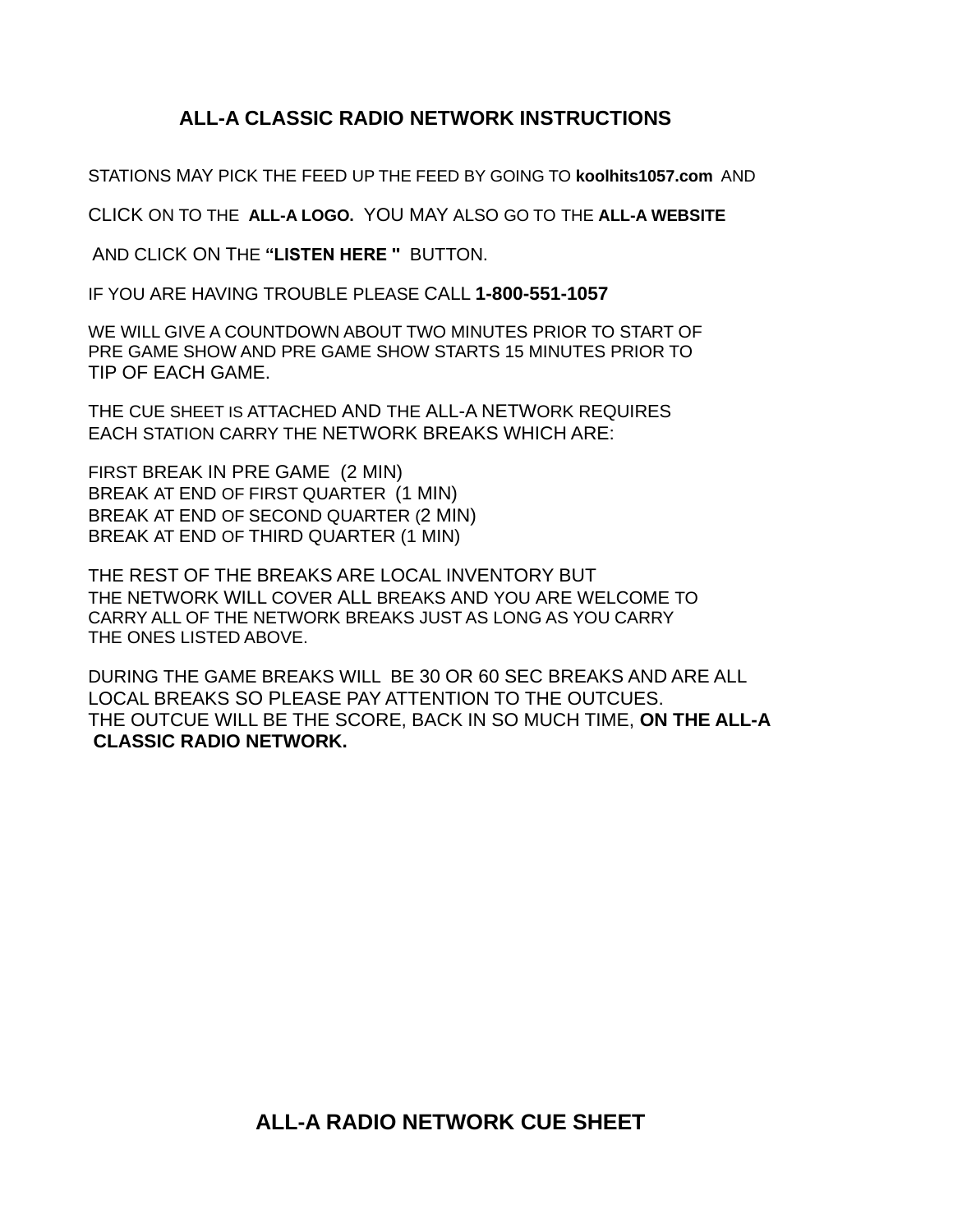## ALL-A CLASSIC RADIO NETWORK INSTRUCTIONS

STATIONS MAY PICK THE FEED UP THE FEED BY GOING TO **koolhits1057.com** AND CLICK ON TO THE **ALL-A LOGO.** YOU MAY ALSO GO TO THE **ALL-A WEBSITE** AND CLICK ON THE **"LISTEN HERE "** BUTTON.

IF YOU ARE HAVING TROUBLE PLEASE CALL **1-800-551-1057**

WE WILL GIVE A COUNTDOWN ABOUT TWO MINUTES PRIOR TO START OF PRE GAME SHOW AND PRE GAME SHOW STARTS 15 MINUTES PRIOR TO TIP OF EACH GAME.

THE CUE SHEET IS ATTACHED AND THE ALL-A NETWORK REQUIRES EACH STATION CARRY THE NETWORK BREAKS WHICH ARE:

FIRST BREAK IN PRE GAME (2 MIN)
BREAK AT END OF FIRST QUARTER (1 MIN)
BREAK AT END OF SECOND QUARTER (2 MIN)
BREAK AT END OF THIRD QUARTER (1 MIN)

THE REST OF THE BREAKS ARE LOCAL INVENTORY BUT THE NETWORK WILL COVER ALL BREAKS AND YOU ARE WELCOME TO CARRY ALL OF THE NETWORK BREAKS JUST AS LONG AS YOU CARRY THE ONES LISTED ABOVE.

DURING THE GAME BREAKS WILL BE 30 OR 60 SEC BREAKS AND ARE ALL LOCAL BREAKS SO PLEASE PAY ATTENTION TO THE OUTCUES. THE OUTCUE WILL BE THE SCORE, BACK IN SO MUCH TIME, **ON THE ALL-A CLASSIC RADIO NETWORK.**

## ALL-A RADIO NETWORK CUE SHEET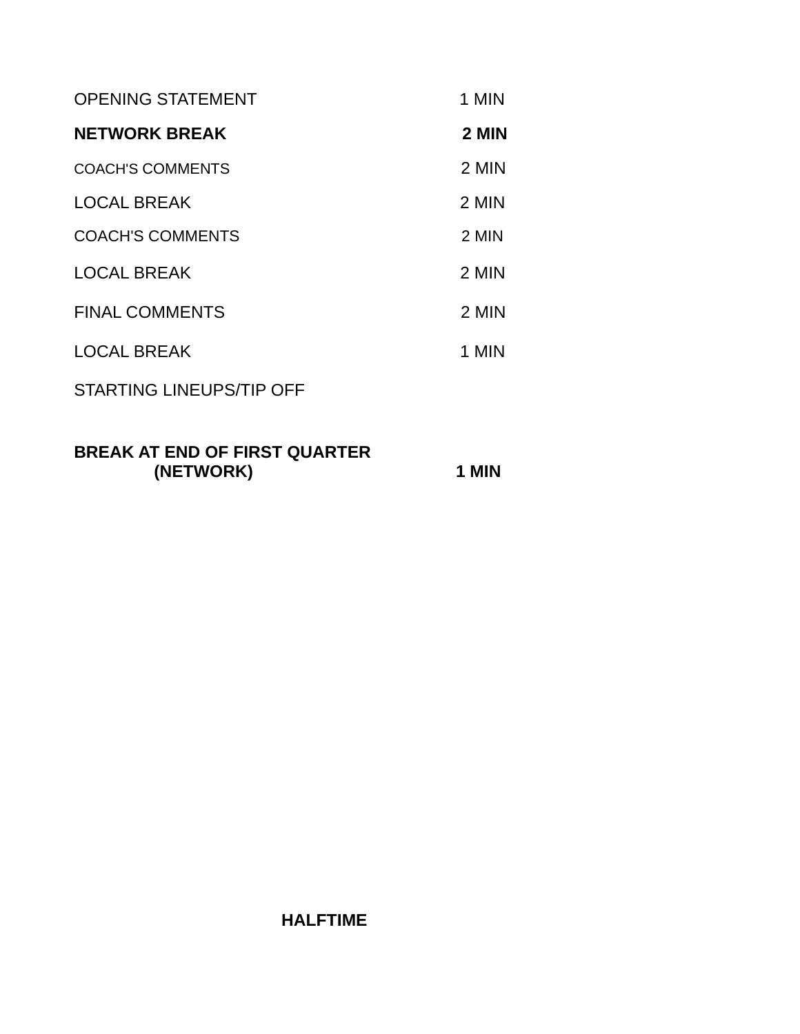| | |
|---|---|
| OPENING STATEMENT | 1 MIN |
| **NETWORK BREAK** | **2 MIN** |
| COACH'S COMMENTS | 2 MIN |
| LOCAL BREAK | 2 MIN |
| COACH'S COMMENTS | 2 MIN |
| LOCAL BREAK | 2 MIN |
| FINAL COMMENTS | 2 MIN |
| LOCAL BREAK | 1 MIN |
| STARTING LINEUPS/TIP OFF | |
| **BREAK AT END OF FIRST QUARTER (NETWORK)** | **1 MIN** |

**HALFTIME**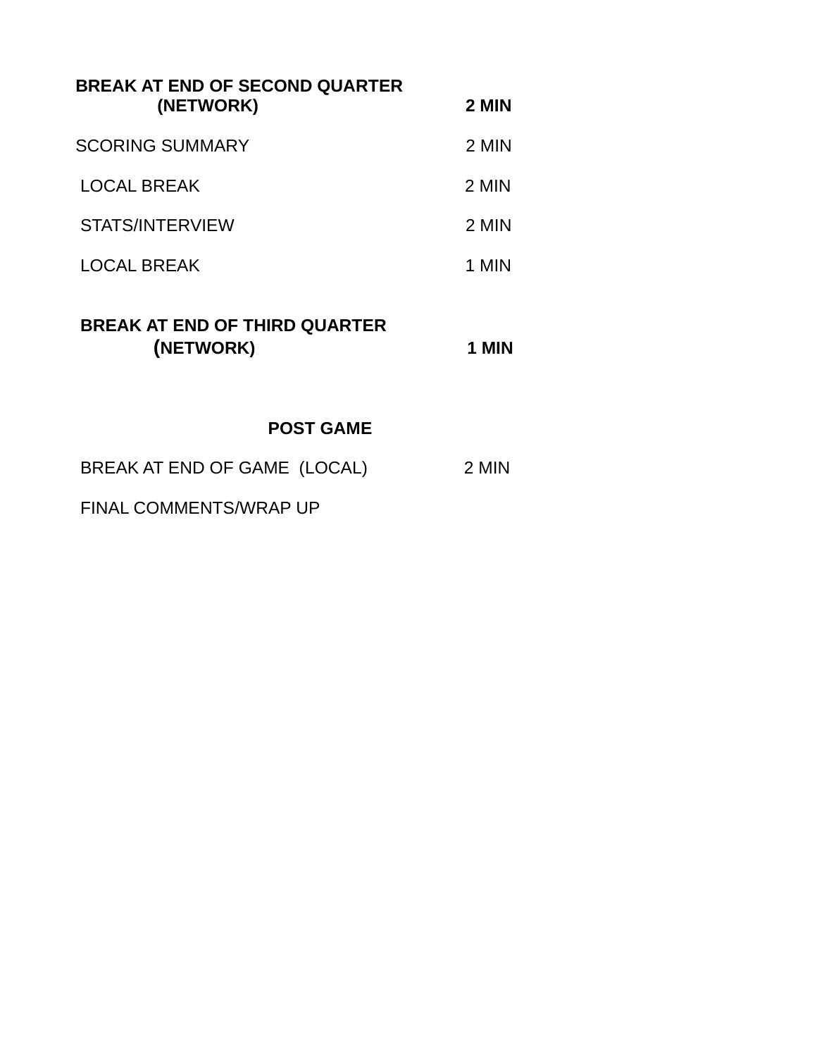| | |
|---|---|
| **BREAK AT END OF SECOND QUARTER (NETWORK)** | **2 MIN** |
| SCORING SUMMARY | 2 MIN |
| LOCAL BREAK | 2 MIN |
| STATS/INTERVIEW | 2 MIN |
| LOCAL BREAK | 1 MIN |
| **BREAK AT END OF THIRD QUARTER (NETWORK)** | **1 MIN** |

**POST GAME**

| | |
|---|---|
| BREAK AT END OF GAME (LOCAL) | 2 MIN |
| FINAL COMMENTS/WRAP UP | |